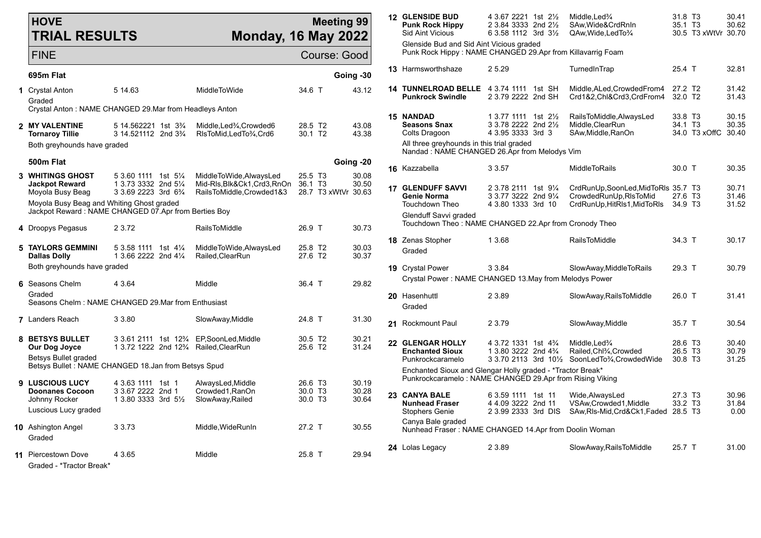# HOVE TRIAL RESULTS

**Meeting 99**
**Monday, 16 May 2022**

FINE — Course: Good

## 695m Flat — Going -30

| Trial | Greyhound | Trap/Split/Sectionals | Result | Comment | Weight/Grade | Time |
|---|---|---|---|---|---|---|
| 1 | Crystal Anton | 5 14.63 | | MiddleToWide | 34.6 T | 43.12 |

Graded
Crystal Anton : NAME CHANGED 29.Mar from Headleys Anton

| Trial | Greyhound | Trap/Split/Sectionals | Result | Comment | Weight/Grade | Time |
|---|---|---|---|---|---|---|
| 2 | **MY VALENTINE** | 5 14.562221 | 1st 3¾ | Middle,Led¾,Crowded6 | 28.5 T2 | 43.08 |
| | **Tornaroy Tillie** | 3 14.521112 | 2nd 3¾ | RlsToMid,LedTo¾,Crd6 | 30.1 T2 | 43.38 |

Both greyhounds have graded

## 500m Flat — Going -20

| Trial | Greyhound | Trap/Split/Sectionals | Result | Comment | Weight/Grade | Time |
|---|---|---|---|---|---|---|
| 3 | **WHITINGS GHOST** | 5 3.60 1111 | 1st 5¼ | MiddleToWide,AlwaysLed | 25.5 T3 | 30.08 |
| | **Jackpot Reward** | 1 3.73 3332 | 2nd 5¼ | Mid-Rls,Blk&Ck1,Crd3,RnOn | 36.1 T3 | 30.50 |
| | Moyola Busy Beag | 3 3.69 2223 | 3rd 6¾ | RailsToMiddle,Crowded1&3 | 28.7 T3 xWtVr | 30.63 |

Moyola Busy Beag and Whiting Ghost graded
Jackpot Reward : NAME CHANGED 07.Apr from Berties Boy

| Trial | Greyhound | Trap/Split/Sectionals | Result | Comment | Weight/Grade | Time |
|---|---|---|---|---|---|---|
| 4 | Droopys Pegasus | 2 3.72 | | RailsToMiddle | 26.9 T | 30.73 |
| 5 | **TAYLORS GEMMINI** | 5 3.58 1111 | 1st 4¼ | MiddleToWide,AlwaysLed | 25.8 T2 | 30.03 |
| | **Dallas Dolly** | 1 3.66 2222 | 2nd 4¼ | Railed,ClearRun | 27.6 T2 | 30.37 |

Both greyhounds have graded

| Trial | Greyhound | Trap/Split/Sectionals | Result | Comment | Weight/Grade | Time |
|---|---|---|---|---|---|---|
| 6 | Seasons Chelm | 4 3.64 | | Middle | 36.4 T | 29.82 |

Graded
Seasons Chelm : NAME CHANGED 29.Mar from Enthusiast

| Trial | Greyhound | Trap/Split/Sectionals | Result | Comment | Weight/Grade | Time |
|---|---|---|---|---|---|---|
| 7 | Landers Reach | 3 3.80 | | SlowAway,Middle | 24.8 T | 31.30 |
| 8 | **BETSYS BULLET** | 3 3.61 2111 | 1st 12¾ | EP,SoonLed,Middle | 30.5 T2 | 30.21 |
| | **Our Dog Joyce** | 1 3.72 1222 | 2nd 12¾ | Railed,ClearRun | 25.6 T2 | 31.24 |

Betsys Bullet graded
Betsys Bullet : NAME CHANGED 18.Jan from Betsys Spud

| Trial | Greyhound | Trap/Split/Sectionals | Result | Comment | Weight/Grade | Time |
|---|---|---|---|---|---|---|
| 9 | **LUSCIOUS LUCY** | 4 3.63 1111 | 1st 1 | AlwaysLed,Middle | 26.6 T3 | 30.19 |
| | **Doonanes Cocoon** | 3 3.67 2222 | 2nd 1 | Crowded1,RanOn | 30.0 T3 | 30.28 |
| | Johnny Rocker | 1 3.80 3333 | 3rd 5½ | SlowAway,Railed | 30.0 T3 | 30.64 |

Luscious Lucy graded

| Trial | Greyhound | Trap/Split/Sectionals | Result | Comment | Weight/Grade | Time |
|---|---|---|---|---|---|---|
| 10 | Ashington Angel | 3 3.73 | | Middle,WideRunIn | 27.2 T | 30.55 |

Graded

| Trial | Greyhound | Trap/Split/Sectionals | Result | Comment | Weight/Grade | Time |
|---|---|---|---|---|---|---|
| 11 | Piercestown Dove | 4 3.65 | | Middle | 25.8 T | 29.94 |

Graded - *Tractor Break*

| Trial | Greyhound | Trap/Split/Sectionals | Result | Comment | Weight/Grade | Time |
|---|---|---|---|---|---|---|
| 12 | **GLENSIDE BUD** | 4 3.67 2221 | 1st 2½ | Middle,Led¾ | 31.8 T3 | 30.41 |
| | **Punk Rock Hippy** | 2 3.84 3333 | 2nd 2½ | SAw,Wide&CrdRnIn | 35.1 T3 | 30.62 |
| | Sid Aint Vicious | 6 3.58 1112 | 3rd 3½ | QAw,Wide,LedTo¾ | 30.5 T3 xWtVr | 30.70 |

Glenside Bud and Sid Aint Vicious graded
Punk Rock Hippy : NAME CHANGED 29.Apr from Killavarrig Foam

| Trial | Greyhound | Trap/Split/Sectionals | Result | Comment | Weight/Grade | Time |
|---|---|---|---|---|---|---|
| 13 | Harmsworthshaze | 2 5.29 | | TurnedInTrap | 25.4 T | 32.81 |
| 14 | **TUNNELROAD BELLE** | 4 3.74 1111 | 1st SH | Middle,ALed,CrowdedFrom4 | 27.2 T2 | 31.42 |
| | **Punkrock Swindle** | 2 3.79 2222 | 2nd SH | Crd1&2,Chl&Crd3,CrdFrom4 | 32.0 T2 | 31.43 |
| 15 | **NANDAD** | 1 3.77 1111 | 1st 2½ | RailsToMiddle,AlwaysLed | 33.8 T3 | 30.15 |
| | **Seasons Snax** | 3 3.78 2222 | 2nd 2½ | Middle,ClearRun | 34.1 T3 | 30.35 |
| | Colts Dragoon | 4 3.95 3333 | 3rd 3 | SAw,Middle,RanOn | 34.0 T3 xOffC | 30.40 |

All three greyhounds in this trial graded
Nandad : NAME CHANGED 26.Apr from Melodys Vim

| Trial | Greyhound | Trap/Split/Sectionals | Result | Comment | Weight/Grade | Time |
|---|---|---|---|---|---|---|
| 16 | Kazzabella | 3 3.57 | | MiddleToRails | 30.0 T | 30.35 |
| 17 | **GLENDUFF SAVVI** | 2 3.78 2111 | 1st 9¼ | CrdRunUp,SoonLed,MidToRls | 35.7 T3 | 30.71 |
| | **Genie Norma** | 3 3.77 3222 | 2nd 9¼ | CrowdedRunUp,RlsToMid | 27.6 T3 | 31.46 |
| | Touchdown Theo | 4 3.80 1333 | 3rd 10 | CrdRunUp,HitRls1,MidToRls | 34.9 T3 | 31.52 |

Glenduff Savvi graded
Touchdown Theo : NAME CHANGED 22.Apr from Cronody Theo

| Trial | Greyhound | Trap/Split/Sectionals | Result | Comment | Weight/Grade | Time |
|---|---|---|---|---|---|---|
| 18 | Zenas Stopher | 1 3.68 | | RailsToMiddle | 34.3 T | 30.17 |

Graded

| Trial | Greyhound | Trap/Split/Sectionals | Result | Comment | Weight/Grade | Time |
|---|---|---|---|---|---|---|
| 19 | Crystal Power | 3 3.84 | | SlowAway,MiddleToRails | 29.3 T | 30.79 |

Crystal Power : NAME CHANGED 13.May from Melodys Power

| Trial | Greyhound | Trap/Split/Sectionals | Result | Comment | Weight/Grade | Time |
|---|---|---|---|---|---|---|
| 20 | Hasenhuttl | 2 3.89 | | SlowAway,RailsToMiddle | 26.0 T | 31.41 |

Graded

| Trial | Greyhound | Trap/Split/Sectionals | Result | Comment | Weight/Grade | Time |
|---|---|---|---|---|---|---|
| 21 | Rockmount Paul | 2 3.79 | | SlowAway,Middle | 35.7 T | 30.54 |
| 22 | **GLENGAR HOLLY** | 4 3.72 1331 | 1st 4¾ | Middle,Led¾ | 28.6 T3 | 30.40 |
| | **Enchanted Sioux** | 1 3.80 3222 | 2nd 4¾ | Railed,Chl¾,Crowded | 26.5 T3 | 30.79 |
| | Punkrockcaramelo | 3 3.70 2113 | 3rd 10½ | SoonLedTo¾,CrowdedWide | 30.8 T3 | 31.25 |

Enchanted Sioux and Glengar Holly graded - *Tractor Break*
Punkrockcaramelo : NAME CHANGED 29.Apr from Rising Viking

| Trial | Greyhound | Trap/Split/Sectionals | Result | Comment | Weight/Grade | Time |
|---|---|---|---|---|---|---|
| 23 | **CANYA BALE** | 6 3.59 1111 | 1st 11 | Wide,AlwaysLed | 27.3 T3 | 30.96 |
| | **Nunhead Fraser** | 4 4.09 3222 | 2nd 11 | VSAw,Crowded1,Middle | 33.2 T3 | 31.84 |
| | Stophers Genie | 2 3.99 2333 | 3rd DIS | SAw,Rls-Mid,Crd&Ck1,Faded | 28.5 T3 | 0.00 |

Canya Bale graded
Nunhead Fraser : NAME CHANGED 14.Apr from Doolin Woman

| Trial | Greyhound | Trap/Split/Sectionals | Result | Comment | Weight/Grade | Time |
|---|---|---|---|---|---|---|
| 24 | Lolas Legacy | 2 3.89 | | SlowAway,RailsToMiddle | 25.7 T | 31.00 |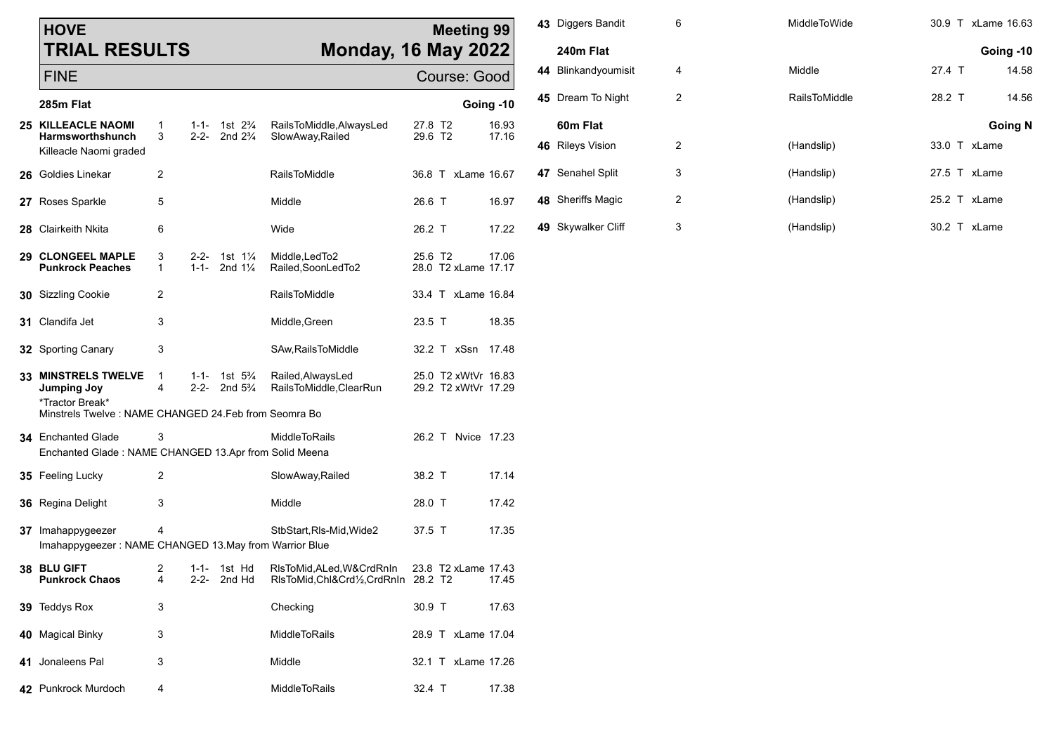# HOVE TRIAL RESULTS

**Meeting 99**
**Monday, 16 May 2022**

FINE — Course: Good

### 285m Flat — Going -10

| No. | Name | Trap | Sectionals | Position | Comments | Weight | Remarks | Time |
|---|---|---|---|---|---|---|---|---|
| 25 | **KILLEACLE NAOMI** | 1 | 1-1- | 1st 2¾ | RailsToMiddle,AlwaysLed | 27.8 T2 | | 16.93 |
| | **Harmsworthshunch** | 3 | 2-2- | 2nd 2¾ | SlowAway,Railed | 29.6 T2 | | 17.16 |
| | Killeacle Naomi graded | | | | | | | |
| 26 | Goldies Linekar | 2 | | | RailsToMiddle | 36.8 T | xLame | 16.67 |
| 27 | Roses Sparkle | 5 | | | Middle | 26.6 T | | 16.97 |
| 28 | Clairkeith Nkita | 6 | | | Wide | 26.2 T | | 17.22 |
| 29 | **CLONGEEL MAPLE** | 3 | 2-2- | 1st 1¼ | Middle,LedTo2 | 25.6 T2 | | 17.06 |
| | **Punkrock Peaches** | 1 | 1-1- | 2nd 1¼ | Railed,SoonLedTo2 | 28.0 T2 | xLame | 17.17 |
| 30 | Sizzling Cookie | 2 | | | RailsToMiddle | 33.4 T | xLame | 16.84 |
| 31 | Clandifa Jet | 3 | | | Middle,Green | 23.5 T | | 18.35 |
| 32 | Sporting Canary | 3 | | | SAw,RailsToMiddle | 32.2 T | xSsn | 17.48 |
| 33 | **MINSTRELS TWELVE** | 1 | 1-1- | 1st 5¾ | Railed,AlwaysLed | 25.0 T2 | xWtVr | 16.83 |
| | **Jumping Joy** | 4 | 2-2- | 2nd 5¾ | RailsToMiddle,ClearRun | 29.2 T2 | xWtVr | 17.29 |
| | *Tractor Break* | | | | | | | |
| | Minstrels Twelve : NAME CHANGED 24.Feb from Seomra Bo | | | | | | | |
| 34 | Enchanted Glade | 3 | | | MiddleToRails | 26.2 T | Nvice | 17.23 |
| | Enchanted Glade : NAME CHANGED 13.Apr from Solid Meena | | | | | | | |
| 35 | Feeling Lucky | 2 | | | SlowAway,Railed | 38.2 T | | 17.14 |
| 36 | Regina Delight | 3 | | | Middle | 28.0 T | | 17.42 |
| 37 | Imahappygeezer | 4 | | | StbStart,Rls-Mid,Wide2 | 37.5 T | | 17.35 |
| | Imahappygeezer : NAME CHANGED 13.May from Warrior Blue | | | | | | | |
| 38 | **BLU GIFT** | 2 | 1-1- | 1st Hd | RlsToMid,ALed,W&CrdRnIn | 23.8 T2 | xLame | 17.43 |
| | **Punkrock Chaos** | 4 | 2-2- | 2nd Hd | RlsToMid,Chl&Crd½,CrdRnIn | 28.2 T2 | | 17.45 |
| 39 | Teddys Rox | 3 | | | Checking | 30.9 T | | 17.63 |
| 40 | Magical Binky | 3 | | | MiddleToRails | 28.9 T | xLame | 17.04 |
| 41 | Jonaleens Pal | 3 | | | Middle | 32.1 T | xLame | 17.26 |
| 42 | Punkrock Murdoch | 4 | | | MiddleToRails | 32.4 T | | 17.38 |
| 43 | Diggers Bandit | 6 | | | MiddleToWide | 30.9 T | xLame | 16.63 |

### 240m Flat — Going -10

| No. | Name | Trap | Comments | Weight | Remarks | Time |
|---|---|---|---|---|---|---|
| 44 | Blinkandyoumisit | 4 | Middle | 27.4 T | | 14.58 |
| 45 | Dream To Night | 2 | RailsToMiddle | 28.2 T | | 14.56 |

### 60m Flat — Going N

| No. | Name | Trap | Comments | Weight | Remarks |
|---|---|---|---|---|---|
| 46 | Rileys Vision | 2 | (Handslip) | 33.0 T | xLame |
| 47 | Senahel Split | 3 | (Handslip) | 27.5 T | xLame |
| 48 | Sheriffs Magic | 2 | (Handslip) | 25.2 T | xLame |
| 49 | Skywalker Cliff | 3 | (Handslip) | 30.2 T | xLame |